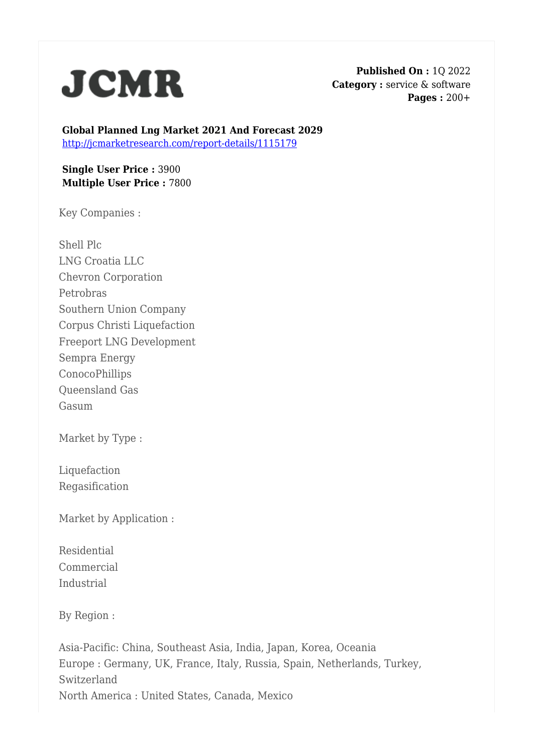# JCMR

**Published On :** 1Q 2022
**Category :** service & software
**Pages :** 200+

**Global Planned Lng Market 2021 And Forecast 2029**
http://jcmarketresearch.com/report-details/1115179

**Single User Price :** 3900
**Multiple User Price :** 7800

Key Companies :

Shell Plc
LNG Croatia LLC
Chevron Corporation
Petrobras
Southern Union Company
Corpus Christi Liquefaction
Freeport LNG Development
Sempra Energy
ConocoPhillips
Queensland Gas
Gasum

Market by Type :

Liquefaction
Regasification

Market by Application :

Residential
Commercial
Industrial

By Region :

Asia-Pacific: China, Southeast Asia, India, Japan, Korea, Oceania
Europe : Germany, UK, France, Italy, Russia, Spain, Netherlands, Turkey, Switzerland
North America : United States, Canada, Mexico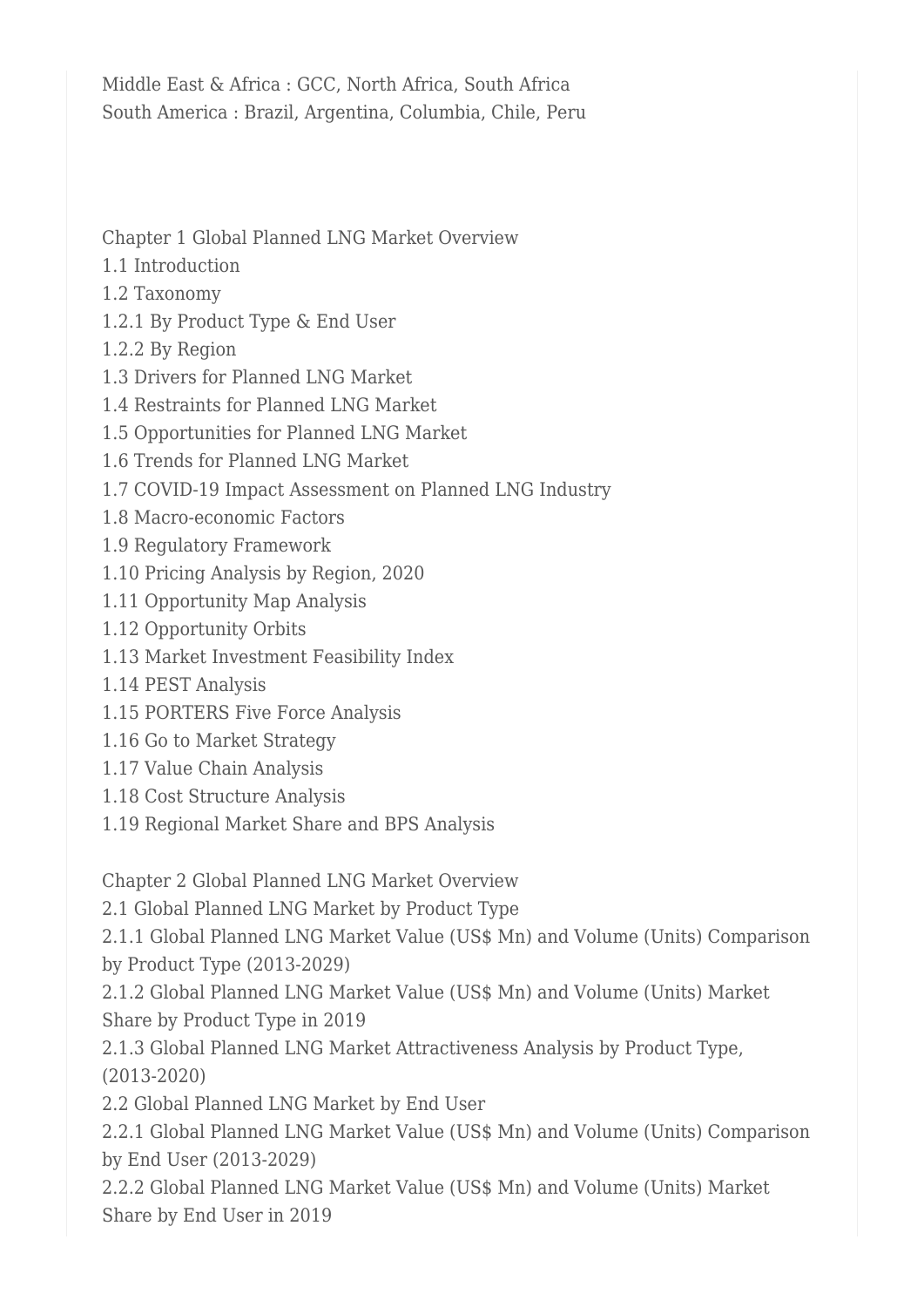Middle East & Africa : GCC, North Africa, South Africa
South America : Brazil, Argentina, Columbia, Chile, Peru

Chapter 1 Global Planned LNG Market Overview
1.1 Introduction
1.2 Taxonomy
1.2.1 By Product Type & End User
1.2.2 By Region
1.3 Drivers for Planned LNG Market
1.4 Restraints for Planned LNG Market
1.5 Opportunities for Planned LNG Market
1.6 Trends for Planned LNG Market
1.7 COVID-19 Impact Assessment on Planned LNG Industry
1.8 Macro-economic Factors
1.9 Regulatory Framework
1.10 Pricing Analysis by Region, 2020
1.11 Opportunity Map Analysis
1.12 Opportunity Orbits
1.13 Market Investment Feasibility Index
1.14 PEST Analysis
1.15 PORTERS Five Force Analysis
1.16 Go to Market Strategy
1.17 Value Chain Analysis
1.18 Cost Structure Analysis
1.19 Regional Market Share and BPS Analysis

Chapter 2 Global Planned LNG Market Overview
2.1 Global Planned LNG Market by Product Type
2.1.1 Global Planned LNG Market Value (US$ Mn) and Volume (Units) Comparison by Product Type (2013-2029)
2.1.2 Global Planned LNG Market Value (US$ Mn) and Volume (Units) Market Share by Product Type in 2019
2.1.3 Global Planned LNG Market Attractiveness Analysis by Product Type, (2013-2020)
2.2 Global Planned LNG Market by End User
2.2.1 Global Planned LNG Market Value (US$ Mn) and Volume (Units) Comparison by End User (2013-2029)
2.2.2 Global Planned LNG Market Value (US$ Mn) and Volume (Units) Market Share by End User in 2019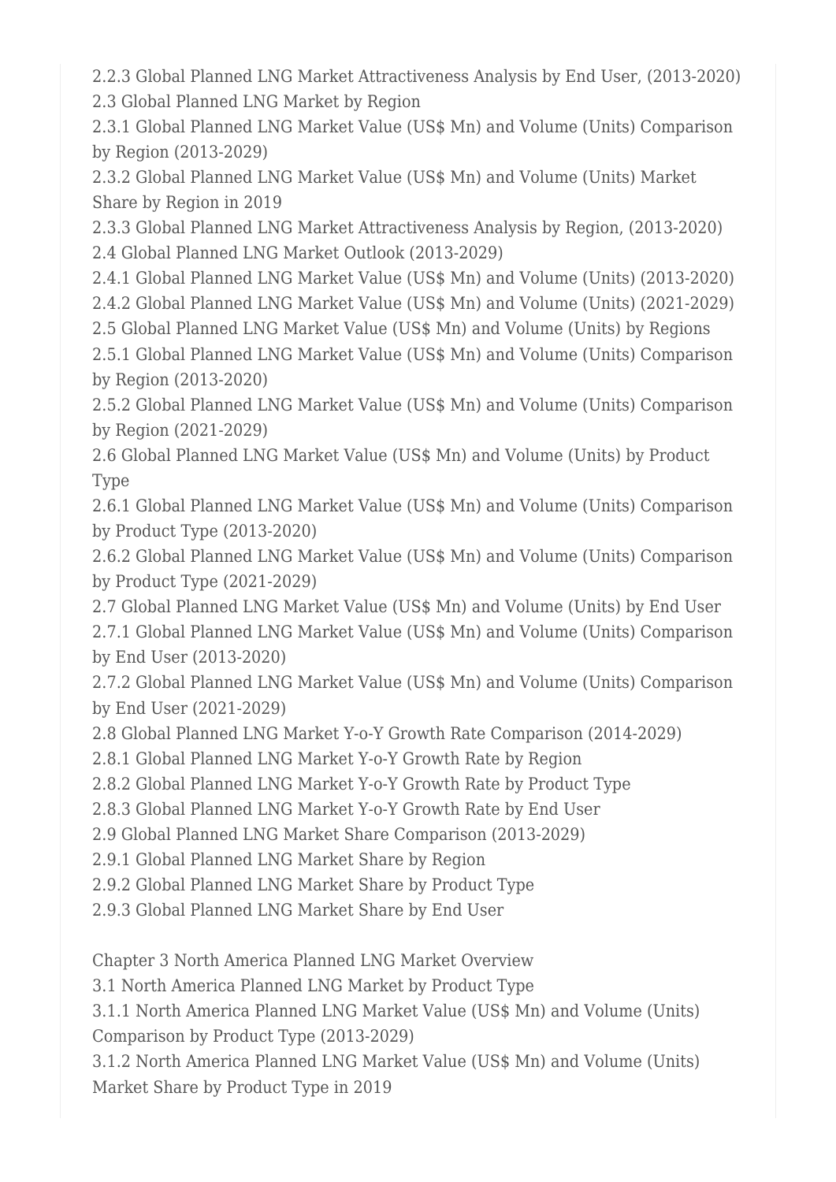2.2.3 Global Planned LNG Market Attractiveness Analysis by End User, (2013-2020)
2.3 Global Planned LNG Market by Region
2.3.1 Global Planned LNG Market Value (US$ Mn) and Volume (Units) Comparison by Region (2013-2029)
2.3.2 Global Planned LNG Market Value (US$ Mn) and Volume (Units) Market Share by Region in 2019
2.3.3 Global Planned LNG Market Attractiveness Analysis by Region, (2013-2020)
2.4 Global Planned LNG Market Outlook (2013-2029)
2.4.1 Global Planned LNG Market Value (US$ Mn) and Volume (Units) (2013-2020)
2.4.2 Global Planned LNG Market Value (US$ Mn) and Volume (Units) (2021-2029)
2.5 Global Planned LNG Market Value (US$ Mn) and Volume (Units) by Regions
2.5.1 Global Planned LNG Market Value (US$ Mn) and Volume (Units) Comparison by Region (2013-2020)
2.5.2 Global Planned LNG Market Value (US$ Mn) and Volume (Units) Comparison by Region (2021-2029)
2.6 Global Planned LNG Market Value (US$ Mn) and Volume (Units) by Product Type
2.6.1 Global Planned LNG Market Value (US$ Mn) and Volume (Units) Comparison by Product Type (2013-2020)
2.6.2 Global Planned LNG Market Value (US$ Mn) and Volume (Units) Comparison by Product Type (2021-2029)
2.7 Global Planned LNG Market Value (US$ Mn) and Volume (Units) by End User
2.7.1 Global Planned LNG Market Value (US$ Mn) and Volume (Units) Comparison by End User (2013-2020)
2.7.2 Global Planned LNG Market Value (US$ Mn) and Volume (Units) Comparison by End User (2021-2029)
2.8 Global Planned LNG Market Y-o-Y Growth Rate Comparison (2014-2029)
2.8.1 Global Planned LNG Market Y-o-Y Growth Rate by Region
2.8.2 Global Planned LNG Market Y-o-Y Growth Rate by Product Type
2.8.3 Global Planned LNG Market Y-o-Y Growth Rate by End User
2.9 Global Planned LNG Market Share Comparison (2013-2029)
2.9.1 Global Planned LNG Market Share by Region
2.9.2 Global Planned LNG Market Share by Product Type
2.9.3 Global Planned LNG Market Share by End User

Chapter 3 North America Planned LNG Market Overview
3.1 North America Planned LNG Market by Product Type
3.1.1 North America Planned LNG Market Value (US$ Mn) and Volume (Units) Comparison by Product Type (2013-2029)
3.1.2 North America Planned LNG Market Value (US$ Mn) and Volume (Units) Market Share by Product Type in 2019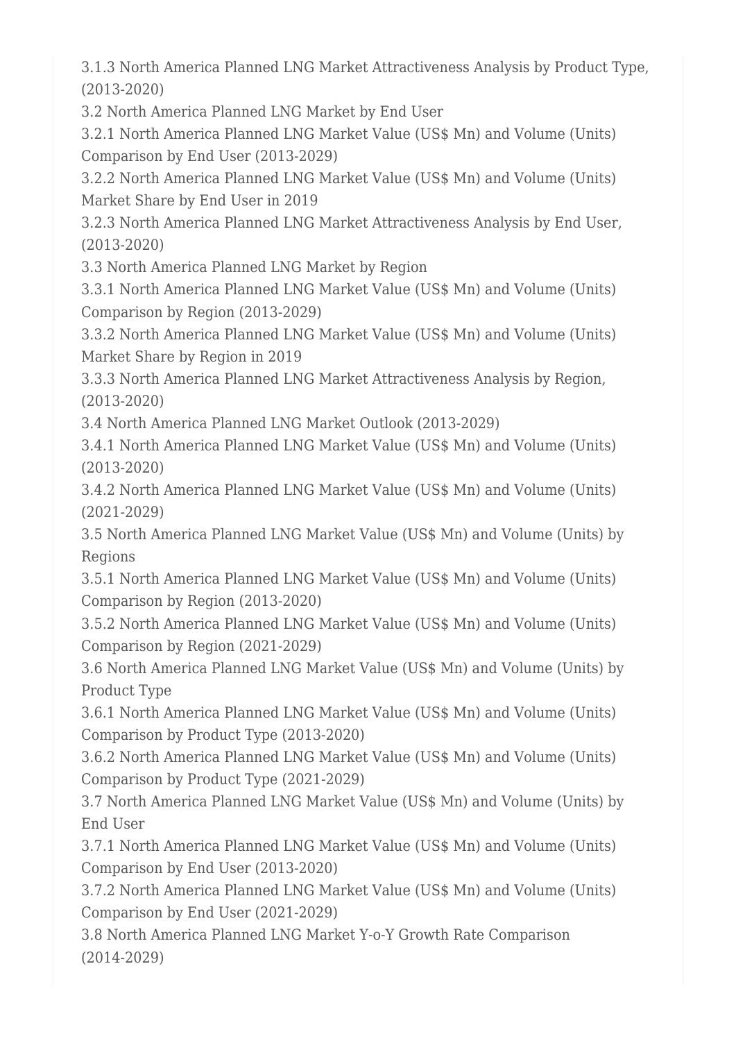3.1.3 North America Planned LNG Market Attractiveness Analysis by Product Type, (2013-2020)

3.2 North America Planned LNG Market by End User

3.2.1 North America Planned LNG Market Value (US$ Mn) and Volume (Units) Comparison by End User (2013-2029)

3.2.2 North America Planned LNG Market Value (US$ Mn) and Volume (Units) Market Share by End User in 2019

3.2.3 North America Planned LNG Market Attractiveness Analysis by End User, (2013-2020)

3.3 North America Planned LNG Market by Region

3.3.1 North America Planned LNG Market Value (US$ Mn) and Volume (Units) Comparison by Region (2013-2029)

3.3.2 North America Planned LNG Market Value (US$ Mn) and Volume (Units) Market Share by Region in 2019

3.3.3 North America Planned LNG Market Attractiveness Analysis by Region, (2013-2020)

3.4 North America Planned LNG Market Outlook (2013-2029)

3.4.1 North America Planned LNG Market Value (US$ Mn) and Volume (Units) (2013-2020)

3.4.2 North America Planned LNG Market Value (US$ Mn) and Volume (Units) (2021-2029)

3.5 North America Planned LNG Market Value (US$ Mn) and Volume (Units) by Regions

3.5.1 North America Planned LNG Market Value (US$ Mn) and Volume (Units) Comparison by Region (2013-2020)

3.5.2 North America Planned LNG Market Value (US$ Mn) and Volume (Units) Comparison by Region (2021-2029)

3.6 North America Planned LNG Market Value (US$ Mn) and Volume (Units) by Product Type

3.6.1 North America Planned LNG Market Value (US$ Mn) and Volume (Units) Comparison by Product Type (2013-2020)

3.6.2 North America Planned LNG Market Value (US$ Mn) and Volume (Units) Comparison by Product Type (2021-2029)

3.7 North America Planned LNG Market Value (US$ Mn) and Volume (Units) by End User

3.7.1 North America Planned LNG Market Value (US$ Mn) and Volume (Units) Comparison by End User (2013-2020)

3.7.2 North America Planned LNG Market Value (US$ Mn) and Volume (Units) Comparison by End User (2021-2029)

3.8 North America Planned LNG Market Y-o-Y Growth Rate Comparison (2014-2029)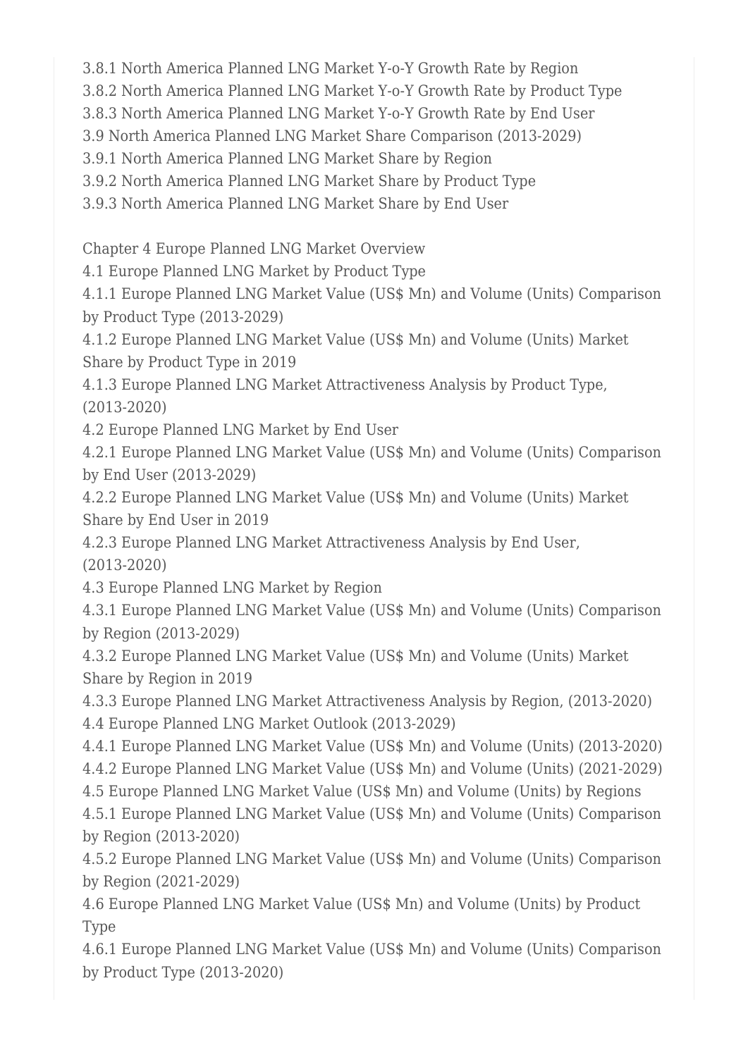3.8.1 North America Planned LNG Market Y-o-Y Growth Rate by Region
3.8.2 North America Planned LNG Market Y-o-Y Growth Rate by Product Type
3.8.3 North America Planned LNG Market Y-o-Y Growth Rate by End User
3.9 North America Planned LNG Market Share Comparison (2013-2029)
3.9.1 North America Planned LNG Market Share by Region
3.9.2 North America Planned LNG Market Share by Product Type
3.9.3 North America Planned LNG Market Share by End User

Chapter 4 Europe Planned LNG Market Overview
4.1 Europe Planned LNG Market by Product Type
4.1.1 Europe Planned LNG Market Value (US$ Mn) and Volume (Units) Comparison by Product Type (2013-2029)
4.1.2 Europe Planned LNG Market Value (US$ Mn) and Volume (Units) Market Share by Product Type in 2019
4.1.3 Europe Planned LNG Market Attractiveness Analysis by Product Type, (2013-2020)
4.2 Europe Planned LNG Market by End User
4.2.1 Europe Planned LNG Market Value (US$ Mn) and Volume (Units) Comparison by End User (2013-2029)
4.2.2 Europe Planned LNG Market Value (US$ Mn) and Volume (Units) Market Share by End User in 2019
4.2.3 Europe Planned LNG Market Attractiveness Analysis by End User, (2013-2020)
4.3 Europe Planned LNG Market by Region
4.3.1 Europe Planned LNG Market Value (US$ Mn) and Volume (Units) Comparison by Region (2013-2029)
4.3.2 Europe Planned LNG Market Value (US$ Mn) and Volume (Units) Market Share by Region in 2019
4.3.3 Europe Planned LNG Market Attractiveness Analysis by Region, (2013-2020)
4.4 Europe Planned LNG Market Outlook (2013-2029)
4.4.1 Europe Planned LNG Market Value (US$ Mn) and Volume (Units) (2013-2020)
4.4.2 Europe Planned LNG Market Value (US$ Mn) and Volume (Units) (2021-2029)
4.5 Europe Planned LNG Market Value (US$ Mn) and Volume (Units) by Regions
4.5.1 Europe Planned LNG Market Value (US$ Mn) and Volume (Units) Comparison by Region (2013-2020)
4.5.2 Europe Planned LNG Market Value (US$ Mn) and Volume (Units) Comparison by Region (2021-2029)
4.6 Europe Planned LNG Market Value (US$ Mn) and Volume (Units) by Product Type
4.6.1 Europe Planned LNG Market Value (US$ Mn) and Volume (Units) Comparison by Product Type (2013-2020)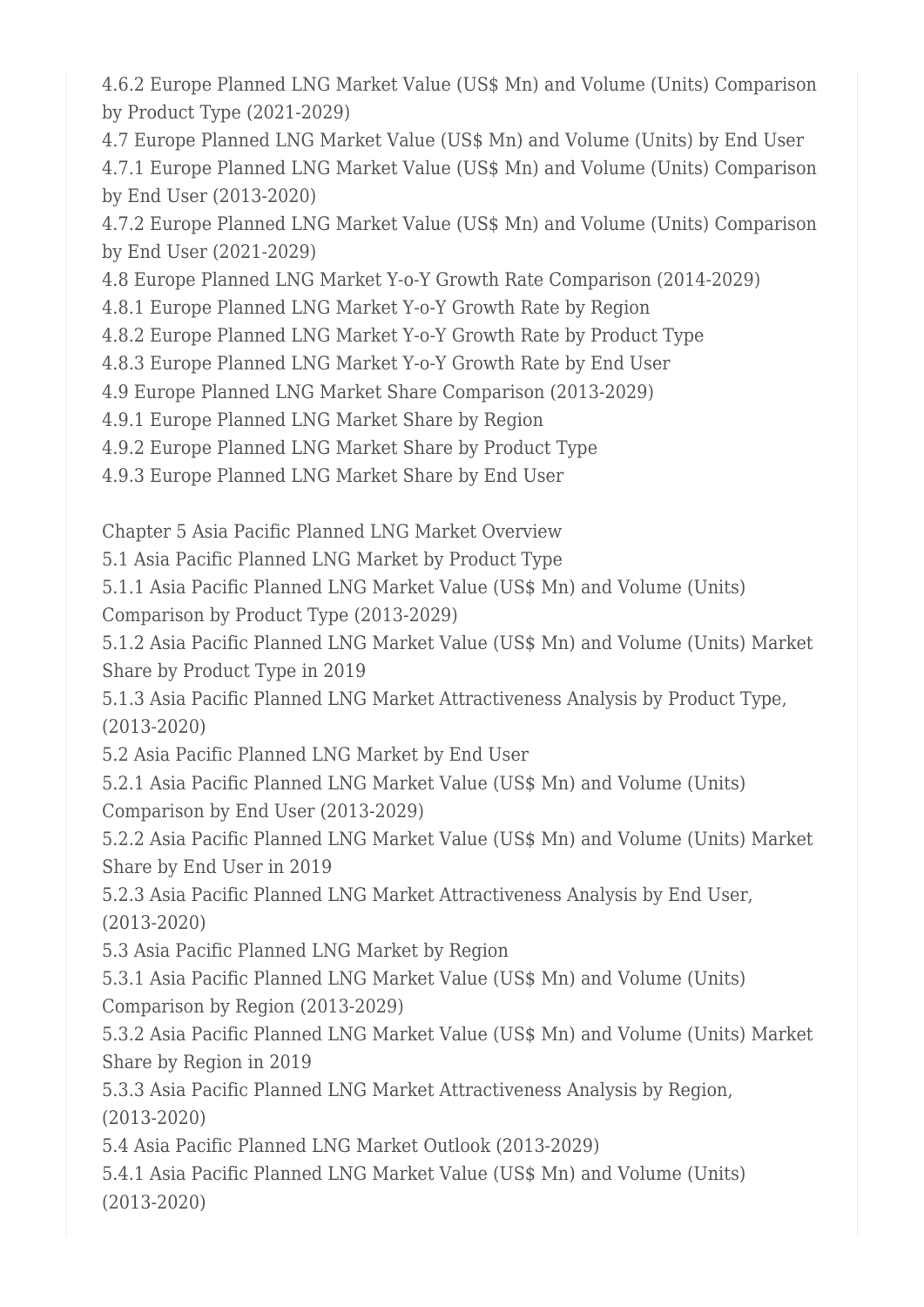4.6.2 Europe Planned LNG Market Value (US$ Mn) and Volume (Units) Comparison by Product Type (2021-2029)
4.7 Europe Planned LNG Market Value (US$ Mn) and Volume (Units) by End User
4.7.1 Europe Planned LNG Market Value (US$ Mn) and Volume (Units) Comparison by End User (2013-2020)
4.7.2 Europe Planned LNG Market Value (US$ Mn) and Volume (Units) Comparison by End User (2021-2029)
4.8 Europe Planned LNG Market Y-o-Y Growth Rate Comparison (2014-2029)
4.8.1 Europe Planned LNG Market Y-o-Y Growth Rate by Region
4.8.2 Europe Planned LNG Market Y-o-Y Growth Rate by Product Type
4.8.3 Europe Planned LNG Market Y-o-Y Growth Rate by End User
4.9 Europe Planned LNG Market Share Comparison (2013-2029)
4.9.1 Europe Planned LNG Market Share by Region
4.9.2 Europe Planned LNG Market Share by Product Type
4.9.3 Europe Planned LNG Market Share by End User

Chapter 5 Asia Pacific Planned LNG Market Overview
5.1 Asia Pacific Planned LNG Market by Product Type
5.1.1 Asia Pacific Planned LNG Market Value (US$ Mn) and Volume (Units) Comparison by Product Type (2013-2029)
5.1.2 Asia Pacific Planned LNG Market Value (US$ Mn) and Volume (Units) Market Share by Product Type in 2019
5.1.3 Asia Pacific Planned LNG Market Attractiveness Analysis by Product Type, (2013-2020)
5.2 Asia Pacific Planned LNG Market by End User
5.2.1 Asia Pacific Planned LNG Market Value (US$ Mn) and Volume (Units) Comparison by End User (2013-2029)
5.2.2 Asia Pacific Planned LNG Market Value (US$ Mn) and Volume (Units) Market Share by End User in 2019
5.2.3 Asia Pacific Planned LNG Market Attractiveness Analysis by End User, (2013-2020)
5.3 Asia Pacific Planned LNG Market by Region
5.3.1 Asia Pacific Planned LNG Market Value (US$ Mn) and Volume (Units) Comparison by Region (2013-2029)
5.3.2 Asia Pacific Planned LNG Market Value (US$ Mn) and Volume (Units) Market Share by Region in 2019
5.3.3 Asia Pacific Planned LNG Market Attractiveness Analysis by Region, (2013-2020)
5.4 Asia Pacific Planned LNG Market Outlook (2013-2029)
5.4.1 Asia Pacific Planned LNG Market Value (US$ Mn) and Volume (Units) (2013-2020)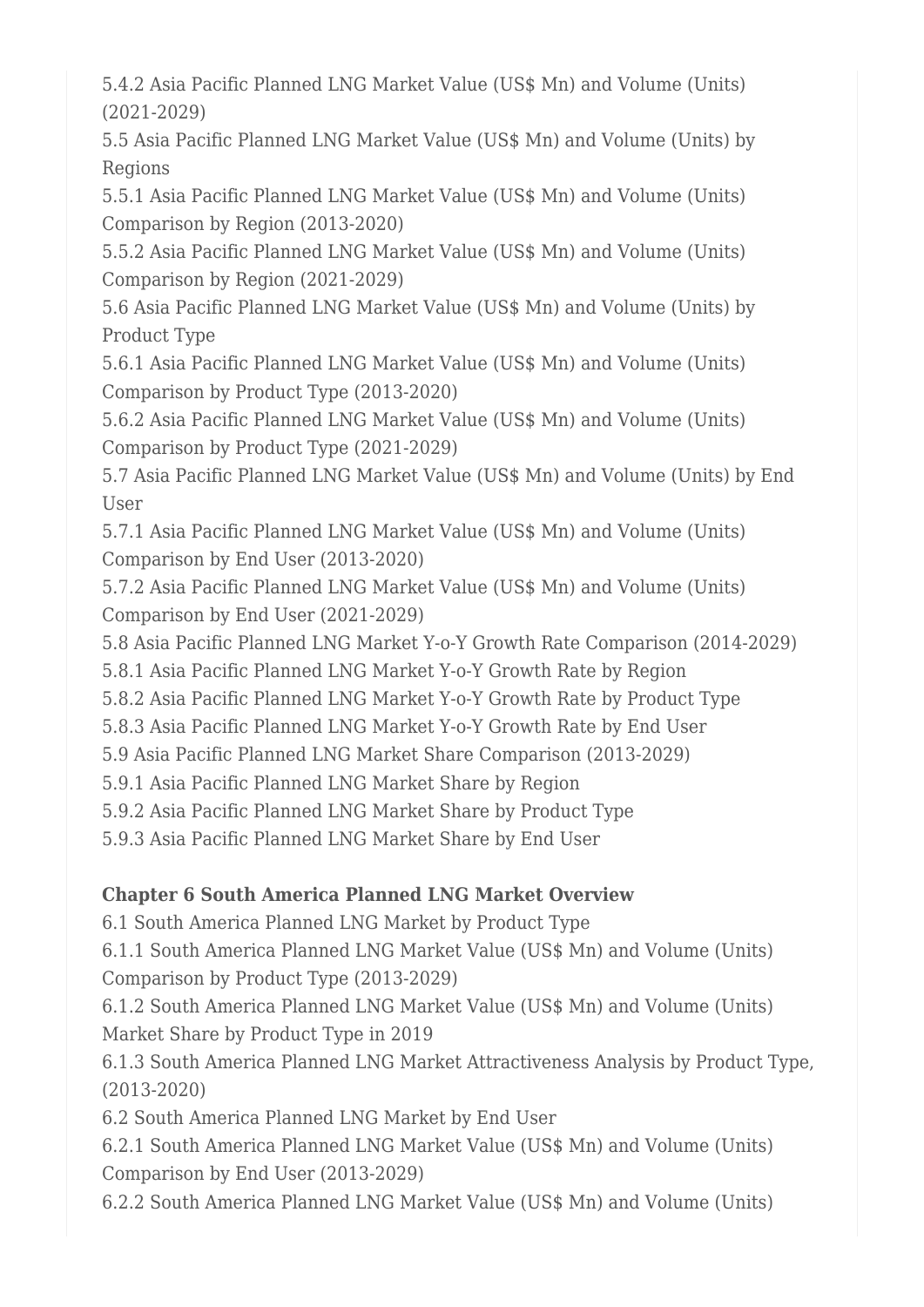5.4.2 Asia Pacific Planned LNG Market Value (US$ Mn) and Volume (Units) (2021-2029)
5.5 Asia Pacific Planned LNG Market Value (US$ Mn) and Volume (Units) by Regions
5.5.1 Asia Pacific Planned LNG Market Value (US$ Mn) and Volume (Units) Comparison by Region (2013-2020)
5.5.2 Asia Pacific Planned LNG Market Value (US$ Mn) and Volume (Units) Comparison by Region (2021-2029)
5.6 Asia Pacific Planned LNG Market Value (US$ Mn) and Volume (Units) by Product Type
5.6.1 Asia Pacific Planned LNG Market Value (US$ Mn) and Volume (Units) Comparison by Product Type (2013-2020)
5.6.2 Asia Pacific Planned LNG Market Value (US$ Mn) and Volume (Units) Comparison by Product Type (2021-2029)
5.7 Asia Pacific Planned LNG Market Value (US$ Mn) and Volume (Units) by End User
5.7.1 Asia Pacific Planned LNG Market Value (US$ Mn) and Volume (Units) Comparison by End User (2013-2020)
5.7.2 Asia Pacific Planned LNG Market Value (US$ Mn) and Volume (Units) Comparison by End User (2021-2029)
5.8 Asia Pacific Planned LNG Market Y-o-Y Growth Rate Comparison (2014-2029)
5.8.1 Asia Pacific Planned LNG Market Y-o-Y Growth Rate by Region
5.8.2 Asia Pacific Planned LNG Market Y-o-Y Growth Rate by Product Type
5.8.3 Asia Pacific Planned LNG Market Y-o-Y Growth Rate by End User
5.9 Asia Pacific Planned LNG Market Share Comparison (2013-2029)
5.9.1 Asia Pacific Planned LNG Market Share by Region
5.9.2 Asia Pacific Planned LNG Market Share by Product Type
5.9.3 Asia Pacific Planned LNG Market Share by End User

**Chapter 6 South America Planned LNG Market Overview**

6.1 South America Planned LNG Market by Product Type
6.1.1 South America Planned LNG Market Value (US$ Mn) and Volume (Units) Comparison by Product Type (2013-2029)
6.1.2 South America Planned LNG Market Value (US$ Mn) and Volume (Units) Market Share by Product Type in 2019
6.1.3 South America Planned LNG Market Attractiveness Analysis by Product Type, (2013-2020)
6.2 South America Planned LNG Market by End User
6.2.1 South America Planned LNG Market Value (US$ Mn) and Volume (Units) Comparison by End User (2013-2029)
6.2.2 South America Planned LNG Market Value (US$ Mn) and Volume (Units)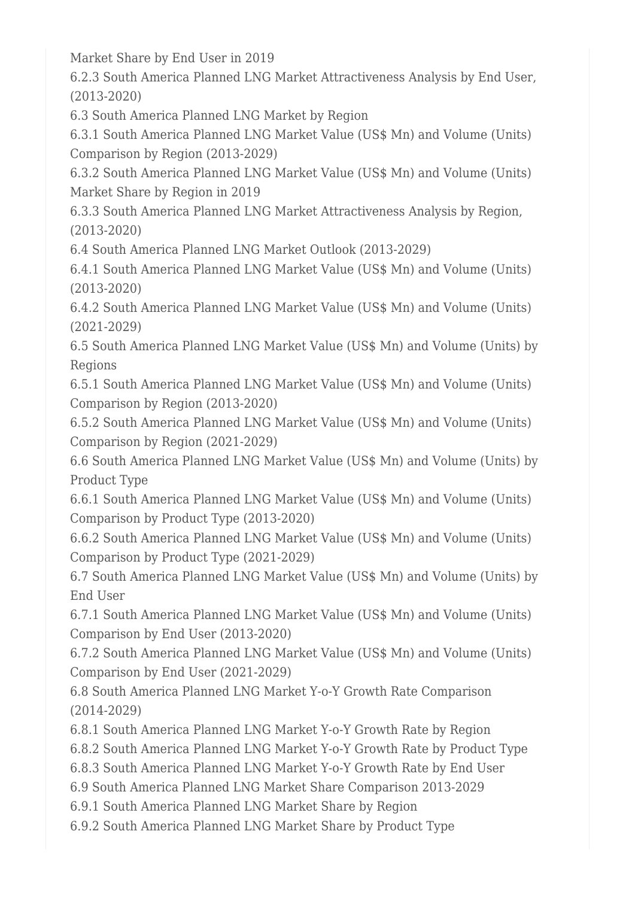Market Share by End User in 2019

6.2.3 South America Planned LNG Market Attractiveness Analysis by End User, (2013-2020)

6.3 South America Planned LNG Market by Region

6.3.1 South America Planned LNG Market Value (US$ Mn) and Volume (Units) Comparison by Region (2013-2029)

6.3.2 South America Planned LNG Market Value (US$ Mn) and Volume (Units) Market Share by Region in 2019

6.3.3 South America Planned LNG Market Attractiveness Analysis by Region, (2013-2020)

6.4 South America Planned LNG Market Outlook (2013-2029)

6.4.1 South America Planned LNG Market Value (US$ Mn) and Volume (Units) (2013-2020)

6.4.2 South America Planned LNG Market Value (US$ Mn) and Volume (Units) (2021-2029)

6.5 South America Planned LNG Market Value (US$ Mn) and Volume (Units) by Regions

6.5.1 South America Planned LNG Market Value (US$ Mn) and Volume (Units) Comparison by Region (2013-2020)

6.5.2 South America Planned LNG Market Value (US$ Mn) and Volume (Units) Comparison by Region (2021-2029)

6.6 South America Planned LNG Market Value (US$ Mn) and Volume (Units) by Product Type

6.6.1 South America Planned LNG Market Value (US$ Mn) and Volume (Units) Comparison by Product Type (2013-2020)

6.6.2 South America Planned LNG Market Value (US$ Mn) and Volume (Units) Comparison by Product Type (2021-2029)

6.7 South America Planned LNG Market Value (US$ Mn) and Volume (Units) by End User

6.7.1 South America Planned LNG Market Value (US$ Mn) and Volume (Units) Comparison by End User (2013-2020)

6.7.2 South America Planned LNG Market Value (US$ Mn) and Volume (Units) Comparison by End User (2021-2029)

6.8 South America Planned LNG Market Y-o-Y Growth Rate Comparison (2014-2029)

6.8.1 South America Planned LNG Market Y-o-Y Growth Rate by Region

6.8.2 South America Planned LNG Market Y-o-Y Growth Rate by Product Type

6.8.3 South America Planned LNG Market Y-o-Y Growth Rate by End User

6.9 South America Planned LNG Market Share Comparison 2013-2029

6.9.1 South America Planned LNG Market Share by Region

6.9.2 South America Planned LNG Market Share by Product Type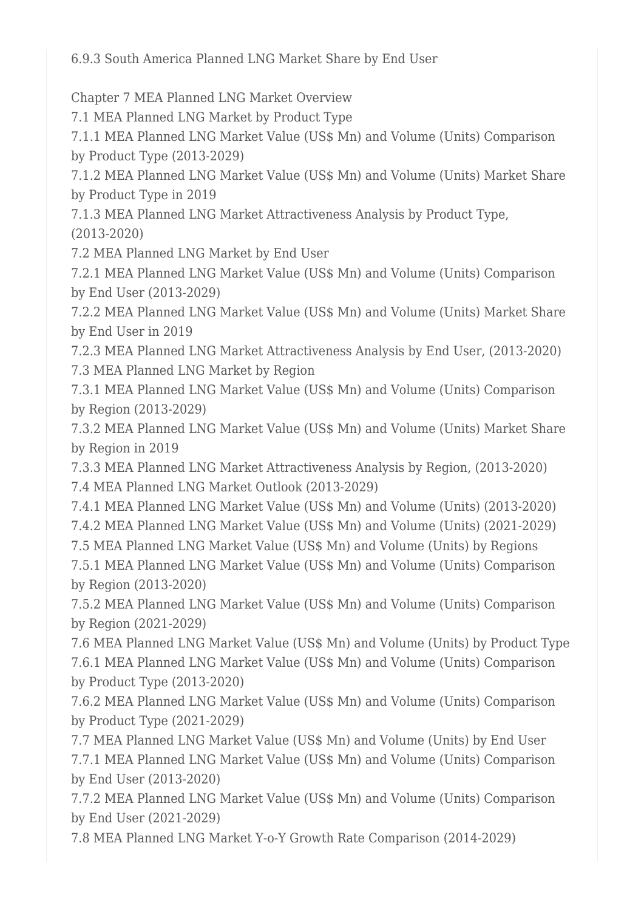6.9.3 South America Planned LNG Market Share by End User

Chapter 7 MEA Planned LNG Market Overview
7.1 MEA Planned LNG Market by Product Type
7.1.1 MEA Planned LNG Market Value (US$ Mn) and Volume (Units) Comparison by Product Type (2013-2029)
7.1.2 MEA Planned LNG Market Value (US$ Mn) and Volume (Units) Market Share by Product Type in 2019
7.1.3 MEA Planned LNG Market Attractiveness Analysis by Product Type, (2013-2020)
7.2 MEA Planned LNG Market by End User
7.2.1 MEA Planned LNG Market Value (US$ Mn) and Volume (Units) Comparison by End User (2013-2029)
7.2.2 MEA Planned LNG Market Value (US$ Mn) and Volume (Units) Market Share by End User in 2019
7.2.3 MEA Planned LNG Market Attractiveness Analysis by End User, (2013-2020)
7.3 MEA Planned LNG Market by Region
7.3.1 MEA Planned LNG Market Value (US$ Mn) and Volume (Units) Comparison by Region (2013-2029)
7.3.2 MEA Planned LNG Market Value (US$ Mn) and Volume (Units) Market Share by Region in 2019
7.3.3 MEA Planned LNG Market Attractiveness Analysis by Region, (2013-2020)
7.4 MEA Planned LNG Market Outlook (2013-2029)
7.4.1 MEA Planned LNG Market Value (US$ Mn) and Volume (Units) (2013-2020)
7.4.2 MEA Planned LNG Market Value (US$ Mn) and Volume (Units) (2021-2029)
7.5 MEA Planned LNG Market Value (US$ Mn) and Volume (Units) by Regions
7.5.1 MEA Planned LNG Market Value (US$ Mn) and Volume (Units) Comparison by Region (2013-2020)
7.5.2 MEA Planned LNG Market Value (US$ Mn) and Volume (Units) Comparison by Region (2021-2029)
7.6 MEA Planned LNG Market Value (US$ Mn) and Volume (Units) by Product Type
7.6.1 MEA Planned LNG Market Value (US$ Mn) and Volume (Units) Comparison by Product Type (2013-2020)
7.6.2 MEA Planned LNG Market Value (US$ Mn) and Volume (Units) Comparison by Product Type (2021-2029)
7.7 MEA Planned LNG Market Value (US$ Mn) and Volume (Units) by End User
7.7.1 MEA Planned LNG Market Value (US$ Mn) and Volume (Units) Comparison by End User (2013-2020)
7.7.2 MEA Planned LNG Market Value (US$ Mn) and Volume (Units) Comparison by End User (2021-2029)
7.8 MEA Planned LNG Market Y-o-Y Growth Rate Comparison (2014-2029)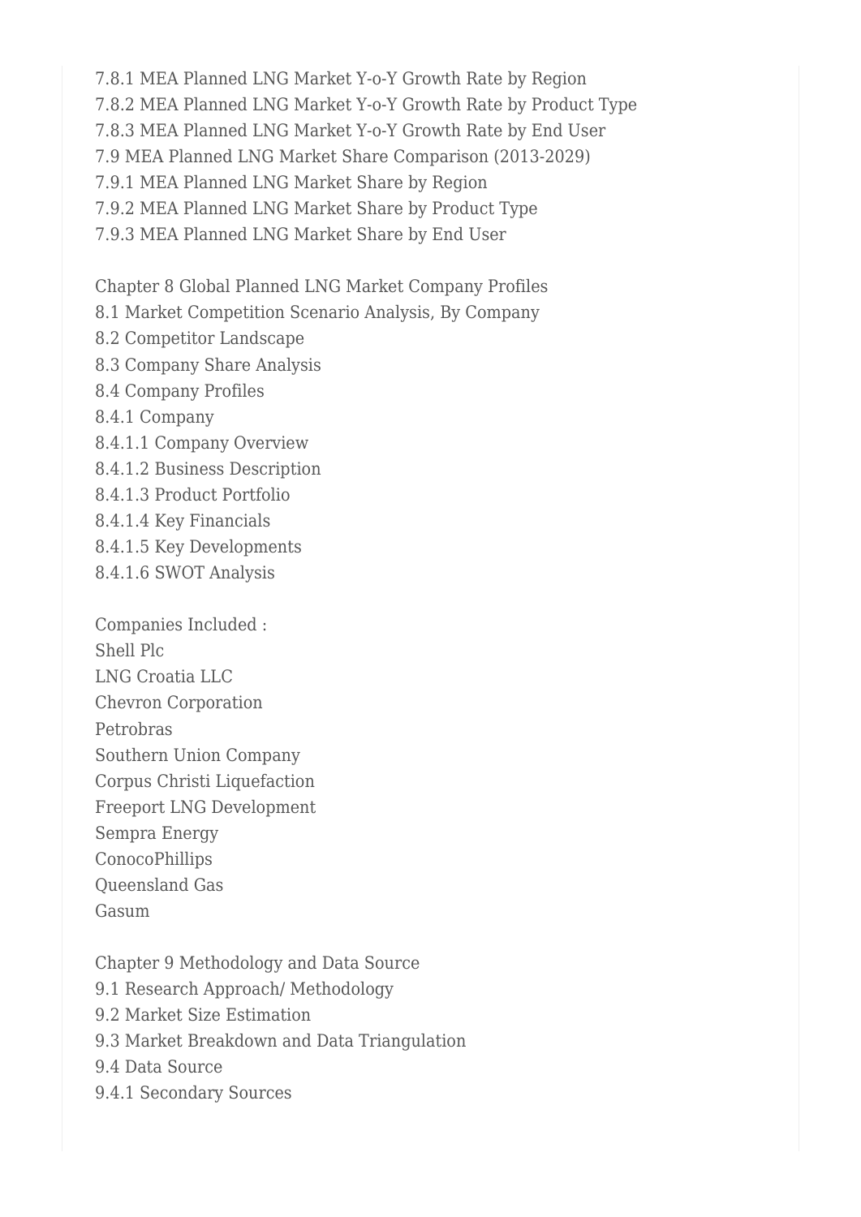7.8.1 MEA Planned LNG Market Y-o-Y Growth Rate by Region
7.8.2 MEA Planned LNG Market Y-o-Y Growth Rate by Product Type
7.8.3 MEA Planned LNG Market Y-o-Y Growth Rate by End User
7.9 MEA Planned LNG Market Share Comparison (2013-2029)
7.9.1 MEA Planned LNG Market Share by Region
7.9.2 MEA Planned LNG Market Share by Product Type
7.9.3 MEA Planned LNG Market Share by End User

Chapter 8 Global Planned LNG Market Company Profiles
8.1 Market Competition Scenario Analysis, By Company
8.2 Competitor Landscape
8.3 Company Share Analysis
8.4 Company Profiles
8.4.1 Company
8.4.1.1 Company Overview
8.4.1.2 Business Description
8.4.1.3 Product Portfolio
8.4.1.4 Key Financials
8.4.1.5 Key Developments
8.4.1.6 SWOT Analysis

Companies Included :
Shell Plc
LNG Croatia LLC
Chevron Corporation
Petrobras
Southern Union Company
Corpus Christi Liquefaction
Freeport LNG Development
Sempra Energy
ConocoPhillips
Queensland Gas
Gasum

Chapter 9 Methodology and Data Source
9.1 Research Approach/ Methodology
9.2 Market Size Estimation
9.3 Market Breakdown and Data Triangulation
9.4 Data Source
9.4.1 Secondary Sources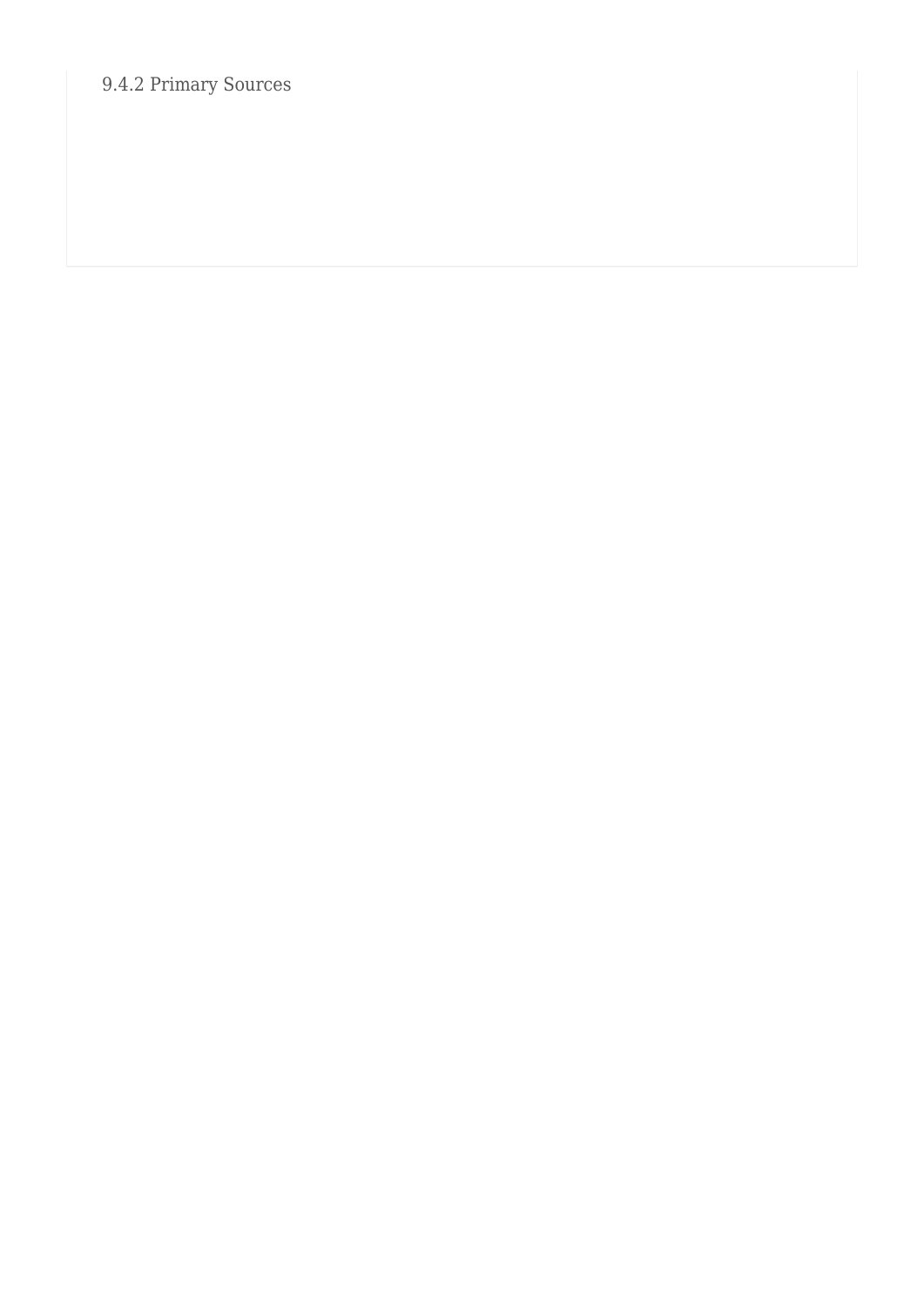9.4.2 Primary Sources